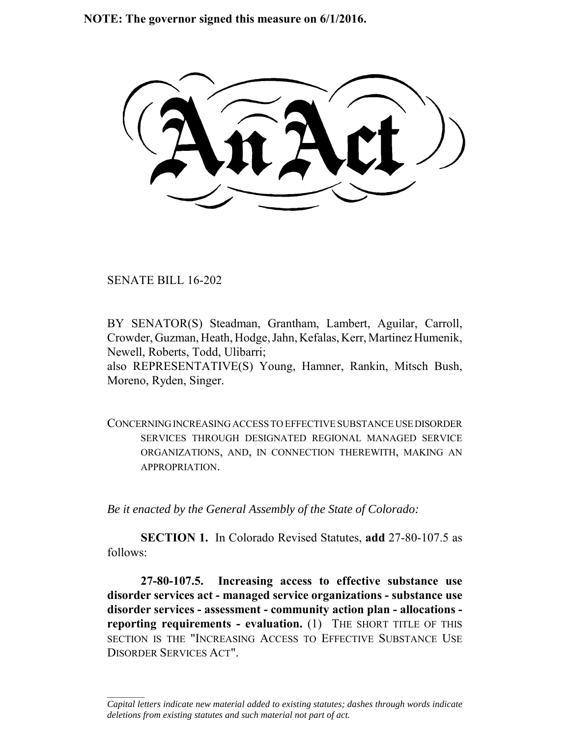**NOTE: The governor signed this measure on 6/1/2016.**

# An Act

SENATE BILL 16-202

BY SENATOR(S) Steadman, Grantham, Lambert, Aguilar, Carroll, Crowder, Guzman, Heath, Hodge, Jahn, Kefalas, Kerr, Martinez Humenik, Newell, Roberts, Todd, Ulibarri;
also REPRESENTATIVE(S) Young, Hamner, Rankin, Mitsch Bush, Moreno, Ryden, Singer.

CONCERNING INCREASING ACCESS TO EFFECTIVE SUBSTANCE USE DISORDER SERVICES THROUGH DESIGNATED REGIONAL MANAGED SERVICE ORGANIZATIONS, AND, IN CONNECTION THEREWITH, MAKING AN APPROPRIATION.

*Be it enacted by the General Assembly of the State of Colorado:*

**SECTION 1.** In Colorado Revised Statutes, **add** 27-80-107.5 as follows:

**27-80-107.5. Increasing access to effective substance use disorder services act - managed service organizations - substance use disorder services - assessment - community action plan - allocations - reporting requirements - evaluation.** (1) THE SHORT TITLE OF THIS SECTION IS THE "INCREASING ACCESS TO EFFECTIVE SUBSTANCE USE DISORDER SERVICES ACT".

*Capital letters indicate new material added to existing statutes; dashes through words indicate deletions from existing statutes and such material not part of act.*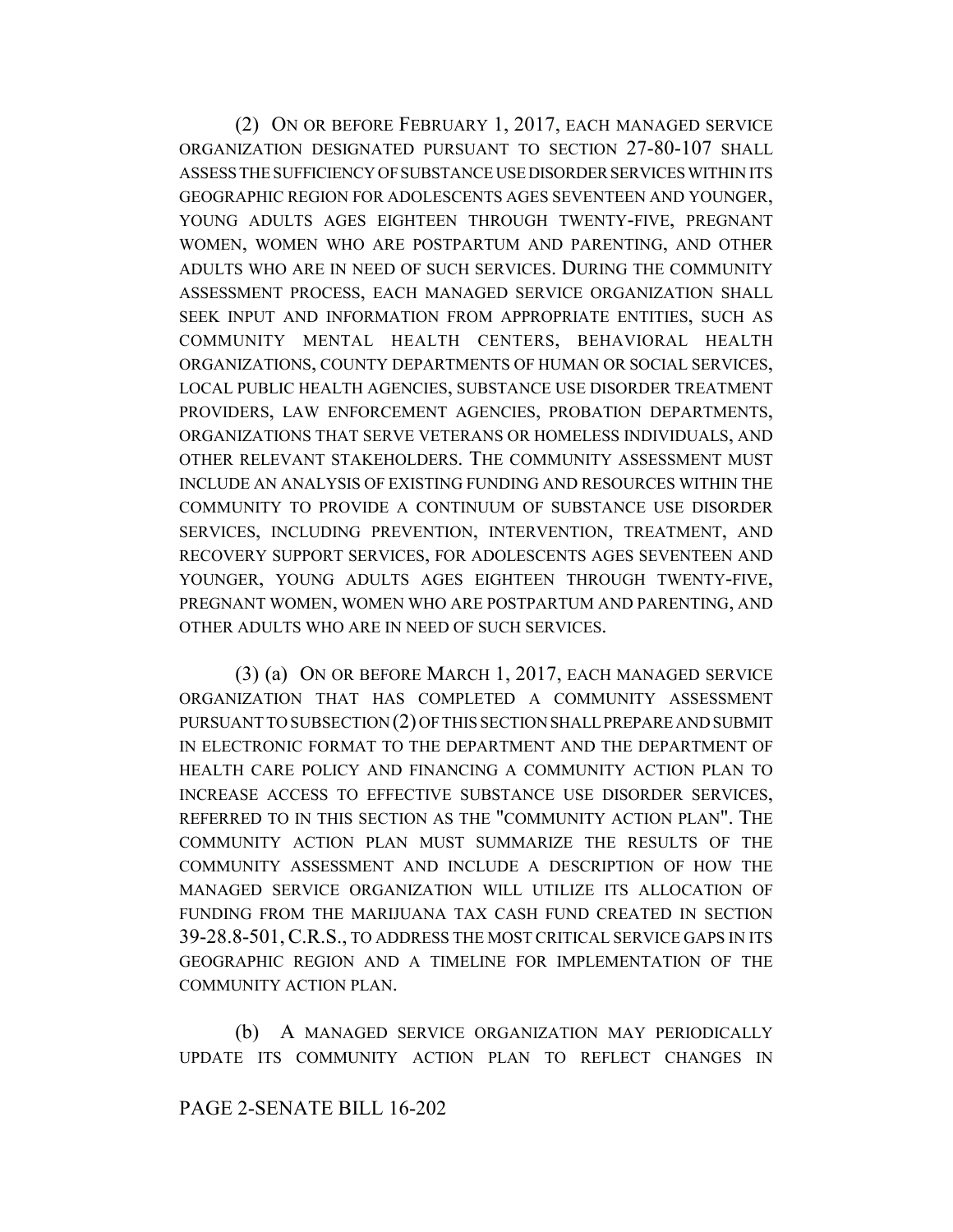(2) ON OR BEFORE FEBRUARY 1, 2017, EACH MANAGED SERVICE ORGANIZATION DESIGNATED PURSUANT TO SECTION 27-80-107 SHALL ASSESS THE SUFFICIENCY OF SUBSTANCE USE DISORDER SERVICES WITHIN ITS GEOGRAPHIC REGION FOR ADOLESCENTS AGES SEVENTEEN AND YOUNGER, YOUNG ADULTS AGES EIGHTEEN THROUGH TWENTY-FIVE, PREGNANT WOMEN, WOMEN WHO ARE POSTPARTUM AND PARENTING, AND OTHER ADULTS WHO ARE IN NEED OF SUCH SERVICES. DURING THE COMMUNITY ASSESSMENT PROCESS, EACH MANAGED SERVICE ORGANIZATION SHALL SEEK INPUT AND INFORMATION FROM APPROPRIATE ENTITIES, SUCH AS COMMUNITY MENTAL HEALTH CENTERS, BEHAVIORAL HEALTH ORGANIZATIONS, COUNTY DEPARTMENTS OF HUMAN OR SOCIAL SERVICES, LOCAL PUBLIC HEALTH AGENCIES, SUBSTANCE USE DISORDER TREATMENT PROVIDERS, LAW ENFORCEMENT AGENCIES, PROBATION DEPARTMENTS, ORGANIZATIONS THAT SERVE VETERANS OR HOMELESS INDIVIDUALS, AND OTHER RELEVANT STAKEHOLDERS. THE COMMUNITY ASSESSMENT MUST INCLUDE AN ANALYSIS OF EXISTING FUNDING AND RESOURCES WITHIN THE COMMUNITY TO PROVIDE A CONTINUUM OF SUBSTANCE USE DISORDER SERVICES, INCLUDING PREVENTION, INTERVENTION, TREATMENT, AND RECOVERY SUPPORT SERVICES, FOR ADOLESCENTS AGES SEVENTEEN AND YOUNGER, YOUNG ADULTS AGES EIGHTEEN THROUGH TWENTY-FIVE, PREGNANT WOMEN, WOMEN WHO ARE POSTPARTUM AND PARENTING, AND OTHER ADULTS WHO ARE IN NEED OF SUCH SERVICES.

(3) (a) ON OR BEFORE MARCH 1, 2017, EACH MANAGED SERVICE ORGANIZATION THAT HAS COMPLETED A COMMUNITY ASSESSMENT PURSUANT TO SUBSECTION (2) OF THIS SECTION SHALL PREPARE AND SUBMIT IN ELECTRONIC FORMAT TO THE DEPARTMENT AND THE DEPARTMENT OF HEALTH CARE POLICY AND FINANCING A COMMUNITY ACTION PLAN TO INCREASE ACCESS TO EFFECTIVE SUBSTANCE USE DISORDER SERVICES, REFERRED TO IN THIS SECTION AS THE "COMMUNITY ACTION PLAN". THE COMMUNITY ACTION PLAN MUST SUMMARIZE THE RESULTS OF THE COMMUNITY ASSESSMENT AND INCLUDE A DESCRIPTION OF HOW THE MANAGED SERVICE ORGANIZATION WILL UTILIZE ITS ALLOCATION OF FUNDING FROM THE MARIJUANA TAX CASH FUND CREATED IN SECTION 39-28.8-501, C.R.S., TO ADDRESS THE MOST CRITICAL SERVICE GAPS IN ITS GEOGRAPHIC REGION AND A TIMELINE FOR IMPLEMENTATION OF THE COMMUNITY ACTION PLAN.

(b) A MANAGED SERVICE ORGANIZATION MAY PERIODICALLY UPDATE ITS COMMUNITY ACTION PLAN TO REFLECT CHANGES IN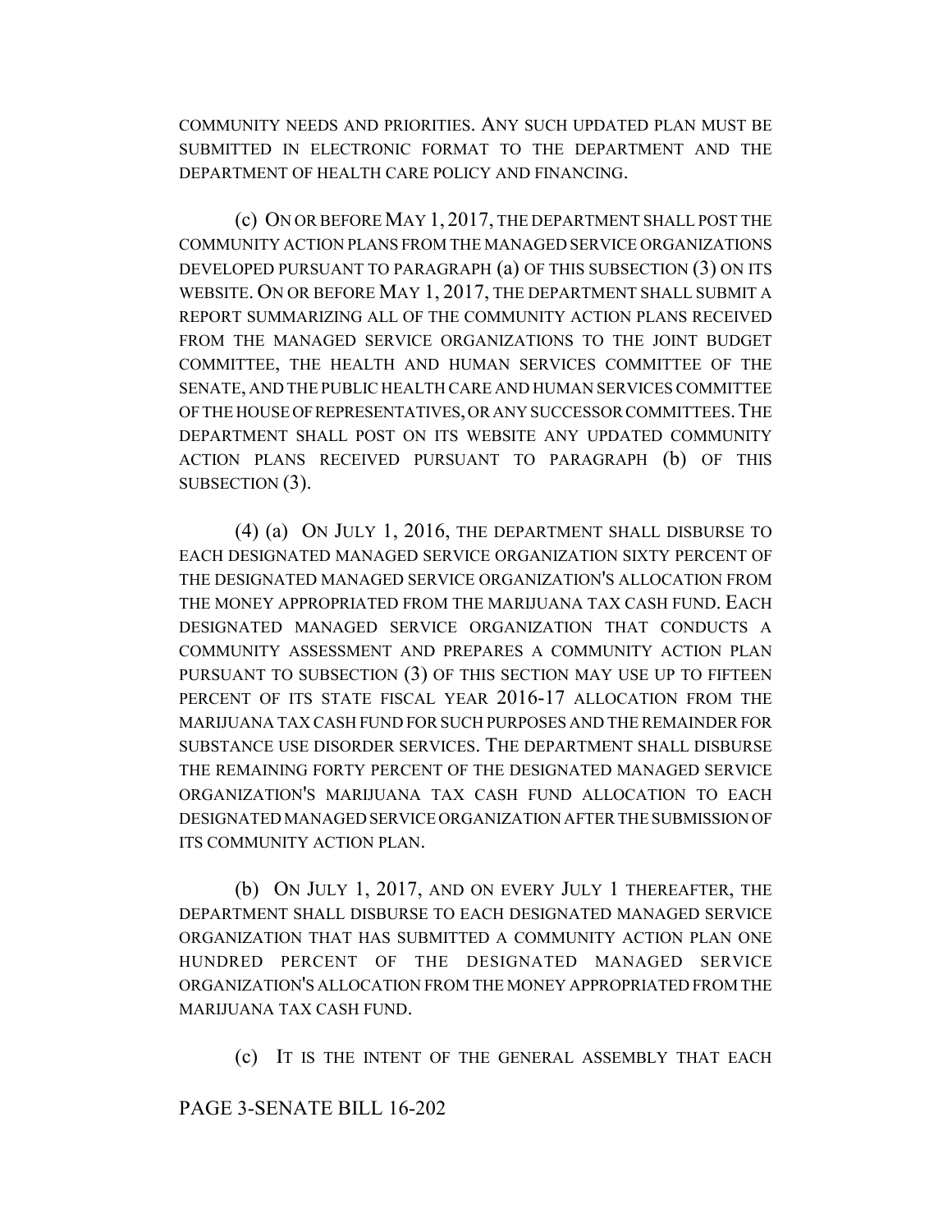COMMUNITY NEEDS AND PRIORITIES. ANY SUCH UPDATED PLAN MUST BE SUBMITTED IN ELECTRONIC FORMAT TO THE DEPARTMENT AND THE DEPARTMENT OF HEALTH CARE POLICY AND FINANCING.

(c) ON OR BEFORE MAY 1, 2017, THE DEPARTMENT SHALL POST THE COMMUNITY ACTION PLANS FROM THE MANAGED SERVICE ORGANIZATIONS DEVELOPED PURSUANT TO PARAGRAPH (a) OF THIS SUBSECTION (3) ON ITS WEBSITE. ON OR BEFORE MAY 1, 2017, THE DEPARTMENT SHALL SUBMIT A REPORT SUMMARIZING ALL OF THE COMMUNITY ACTION PLANS RECEIVED FROM THE MANAGED SERVICE ORGANIZATIONS TO THE JOINT BUDGET COMMITTEE, THE HEALTH AND HUMAN SERVICES COMMITTEE OF THE SENATE, AND THE PUBLIC HEALTH CARE AND HUMAN SERVICES COMMITTEE OF THE HOUSE OF REPRESENTATIVES, OR ANY SUCCESSOR COMMITTEES. THE DEPARTMENT SHALL POST ON ITS WEBSITE ANY UPDATED COMMUNITY ACTION PLANS RECEIVED PURSUANT TO PARAGRAPH (b) OF THIS SUBSECTION (3).

(4) (a) ON JULY 1, 2016, THE DEPARTMENT SHALL DISBURSE TO EACH DESIGNATED MANAGED SERVICE ORGANIZATION SIXTY PERCENT OF THE DESIGNATED MANAGED SERVICE ORGANIZATION'S ALLOCATION FROM THE MONEY APPROPRIATED FROM THE MARIJUANA TAX CASH FUND. EACH DESIGNATED MANAGED SERVICE ORGANIZATION THAT CONDUCTS A COMMUNITY ASSESSMENT AND PREPARES A COMMUNITY ACTION PLAN PURSUANT TO SUBSECTION (3) OF THIS SECTION MAY USE UP TO FIFTEEN PERCENT OF ITS STATE FISCAL YEAR 2016-17 ALLOCATION FROM THE MARIJUANA TAX CASH FUND FOR SUCH PURPOSES AND THE REMAINDER FOR SUBSTANCE USE DISORDER SERVICES. THE DEPARTMENT SHALL DISBURSE THE REMAINING FORTY PERCENT OF THE DESIGNATED MANAGED SERVICE ORGANIZATION'S MARIJUANA TAX CASH FUND ALLOCATION TO EACH DESIGNATED MANAGED SERVICE ORGANIZATION AFTER THE SUBMISSION OF ITS COMMUNITY ACTION PLAN.

(b) ON JULY 1, 2017, AND ON EVERY JULY 1 THEREAFTER, THE DEPARTMENT SHALL DISBURSE TO EACH DESIGNATED MANAGED SERVICE ORGANIZATION THAT HAS SUBMITTED A COMMUNITY ACTION PLAN ONE HUNDRED PERCENT OF THE DESIGNATED MANAGED SERVICE ORGANIZATION'S ALLOCATION FROM THE MONEY APPROPRIATED FROM THE MARIJUANA TAX CASH FUND.

(c) IT IS THE INTENT OF THE GENERAL ASSEMBLY THAT EACH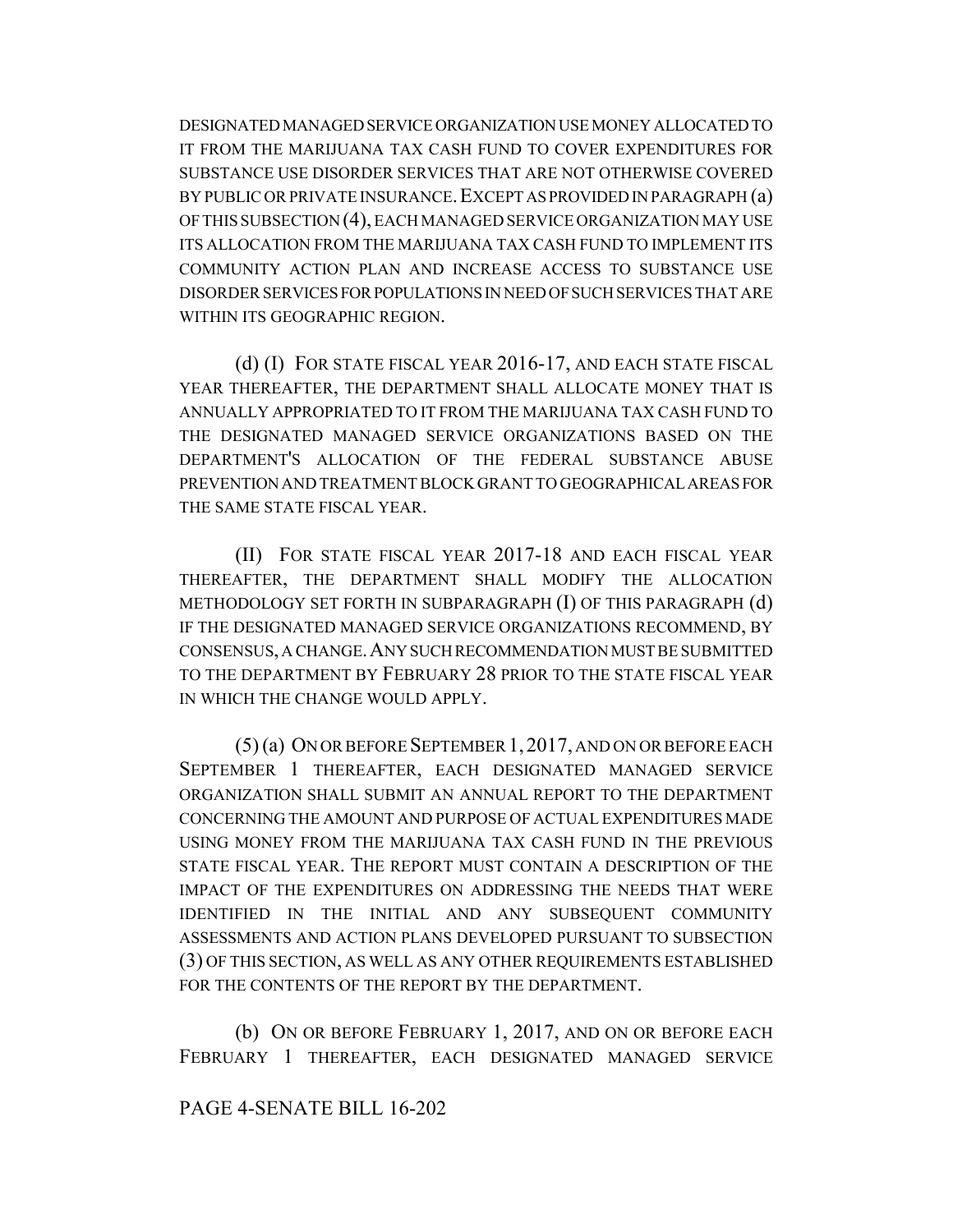DESIGNATED MANAGED SERVICE ORGANIZATION USE MONEY ALLOCATED TO IT FROM THE MARIJUANA TAX CASH FUND TO COVER EXPENDITURES FOR SUBSTANCE USE DISORDER SERVICES THAT ARE NOT OTHERWISE COVERED BY PUBLIC OR PRIVATE INSURANCE. EXCEPT AS PROVIDED IN PARAGRAPH (a) OF THIS SUBSECTION (4), EACH MANAGED SERVICE ORGANIZATION MAY USE ITS ALLOCATION FROM THE MARIJUANA TAX CASH FUND TO IMPLEMENT ITS COMMUNITY ACTION PLAN AND INCREASE ACCESS TO SUBSTANCE USE DISORDER SERVICES FOR POPULATIONS IN NEED OF SUCH SERVICES THAT ARE WITHIN ITS GEOGRAPHIC REGION.

(d) (I) FOR STATE FISCAL YEAR 2016-17, AND EACH STATE FISCAL YEAR THEREAFTER, THE DEPARTMENT SHALL ALLOCATE MONEY THAT IS ANNUALLY APPROPRIATED TO IT FROM THE MARIJUANA TAX CASH FUND TO THE DESIGNATED MANAGED SERVICE ORGANIZATIONS BASED ON THE DEPARTMENT'S ALLOCATION OF THE FEDERAL SUBSTANCE ABUSE PREVENTION AND TREATMENT BLOCK GRANT TO GEOGRAPHICAL AREAS FOR THE SAME STATE FISCAL YEAR.

(II) FOR STATE FISCAL YEAR 2017-18 AND EACH FISCAL YEAR THEREAFTER, THE DEPARTMENT SHALL MODIFY THE ALLOCATION METHODOLOGY SET FORTH IN SUBPARAGRAPH (I) OF THIS PARAGRAPH (d) IF THE DESIGNATED MANAGED SERVICE ORGANIZATIONS RECOMMEND, BY CONSENSUS, A CHANGE. ANY SUCH RECOMMENDATION MUST BE SUBMITTED TO THE DEPARTMENT BY FEBRUARY 28 PRIOR TO THE STATE FISCAL YEAR IN WHICH THE CHANGE WOULD APPLY.

(5) (a) ON OR BEFORE SEPTEMBER 1, 2017, AND ON OR BEFORE EACH SEPTEMBER 1 THEREAFTER, EACH DESIGNATED MANAGED SERVICE ORGANIZATION SHALL SUBMIT AN ANNUAL REPORT TO THE DEPARTMENT CONCERNING THE AMOUNT AND PURPOSE OF ACTUAL EXPENDITURES MADE USING MONEY FROM THE MARIJUANA TAX CASH FUND IN THE PREVIOUS STATE FISCAL YEAR. THE REPORT MUST CONTAIN A DESCRIPTION OF THE IMPACT OF THE EXPENDITURES ON ADDRESSING THE NEEDS THAT WERE IDENTIFIED IN THE INITIAL AND ANY SUBSEQUENT COMMUNITY ASSESSMENTS AND ACTION PLANS DEVELOPED PURSUANT TO SUBSECTION (3) OF THIS SECTION, AS WELL AS ANY OTHER REQUIREMENTS ESTABLISHED FOR THE CONTENTS OF THE REPORT BY THE DEPARTMENT.

(b) ON OR BEFORE FEBRUARY 1, 2017, AND ON OR BEFORE EACH FEBRUARY 1 THEREAFTER, EACH DESIGNATED MANAGED SERVICE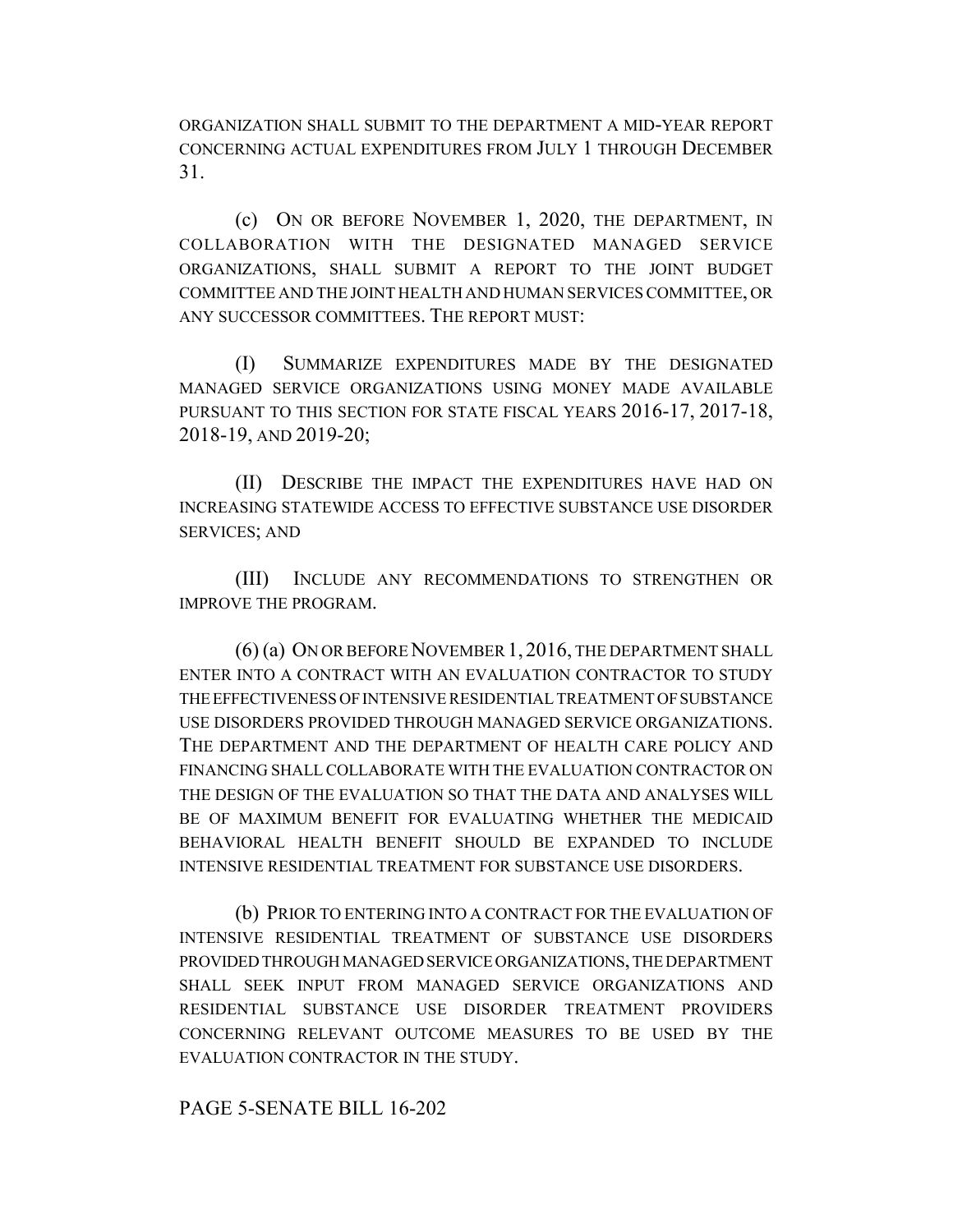ORGANIZATION SHALL SUBMIT TO THE DEPARTMENT A MID-YEAR REPORT CONCERNING ACTUAL EXPENDITURES FROM JULY 1 THROUGH DECEMBER 31.

(c) ON OR BEFORE NOVEMBER 1, 2020, THE DEPARTMENT, IN COLLABORATION WITH THE DESIGNATED MANAGED SERVICE ORGANIZATIONS, SHALL SUBMIT A REPORT TO THE JOINT BUDGET COMMITTEE AND THE JOINT HEALTH AND HUMAN SERVICES COMMITTEE, OR ANY SUCCESSOR COMMITTEES. THE REPORT MUST:

(I) SUMMARIZE EXPENDITURES MADE BY THE DESIGNATED MANAGED SERVICE ORGANIZATIONS USING MONEY MADE AVAILABLE PURSUANT TO THIS SECTION FOR STATE FISCAL YEARS 2016-17, 2017-18, 2018-19, AND 2019-20;

(II) DESCRIBE THE IMPACT THE EXPENDITURES HAVE HAD ON INCREASING STATEWIDE ACCESS TO EFFECTIVE SUBSTANCE USE DISORDER SERVICES; AND

(III) INCLUDE ANY RECOMMENDATIONS TO STRENGTHEN OR IMPROVE THE PROGRAM.

(6) (a) ON OR BEFORE NOVEMBER 1, 2016, THE DEPARTMENT SHALL ENTER INTO A CONTRACT WITH AN EVALUATION CONTRACTOR TO STUDY THE EFFECTIVENESS OF INTENSIVE RESIDENTIAL TREATMENT OF SUBSTANCE USE DISORDERS PROVIDED THROUGH MANAGED SERVICE ORGANIZATIONS. THE DEPARTMENT AND THE DEPARTMENT OF HEALTH CARE POLICY AND FINANCING SHALL COLLABORATE WITH THE EVALUATION CONTRACTOR ON THE DESIGN OF THE EVALUATION SO THAT THE DATA AND ANALYSES WILL BE OF MAXIMUM BENEFIT FOR EVALUATING WHETHER THE MEDICAID BEHAVIORAL HEALTH BENEFIT SHOULD BE EXPANDED TO INCLUDE INTENSIVE RESIDENTIAL TREATMENT FOR SUBSTANCE USE DISORDERS.

(b) PRIOR TO ENTERING INTO A CONTRACT FOR THE EVALUATION OF INTENSIVE RESIDENTIAL TREATMENT OF SUBSTANCE USE DISORDERS PROVIDED THROUGH MANAGED SERVICE ORGANIZATIONS, THE DEPARTMENT SHALL SEEK INPUT FROM MANAGED SERVICE ORGANIZATIONS AND RESIDENTIAL SUBSTANCE USE DISORDER TREATMENT PROVIDERS CONCERNING RELEVANT OUTCOME MEASURES TO BE USED BY THE EVALUATION CONTRACTOR IN THE STUDY.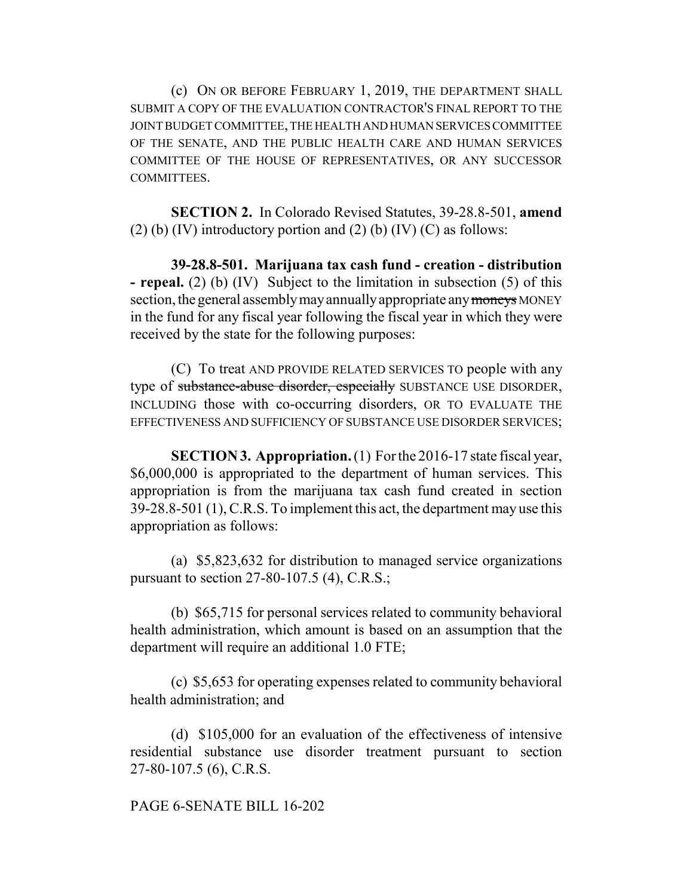(c) ON OR BEFORE FEBRUARY 1, 2019, THE DEPARTMENT SHALL SUBMIT A COPY OF THE EVALUATION CONTRACTOR'S FINAL REPORT TO THE JOINT BUDGET COMMITTEE, THE HEALTH AND HUMAN SERVICES COMMITTEE OF THE SENATE, AND THE PUBLIC HEALTH CARE AND HUMAN SERVICES COMMITTEE OF THE HOUSE OF REPRESENTATIVES, OR ANY SUCCESSOR COMMITTEES.

**SECTION 2.** In Colorado Revised Statutes, 39-28.8-501, **amend** (2) (b) (IV) introductory portion and (2) (b) (IV) (C) as follows:

**39-28.8-501. Marijuana tax cash fund - creation - distribution - repeal.** (2) (b) (IV) Subject to the limitation in subsection (5) of this section, the general assembly may annually appropriate any ~~moneys~~ MONEY in the fund for any fiscal year following the fiscal year in which they were received by the state for the following purposes:

(C) To treat AND PROVIDE RELATED SERVICES TO people with any type of ~~substance-abuse disorder, especially~~ SUBSTANCE USE DISORDER, INCLUDING those with co-occurring disorders, OR TO EVALUATE THE EFFECTIVENESS AND SUFFICIENCY OF SUBSTANCE USE DISORDER SERVICES;

**SECTION 3. Appropriation.** (1) For the 2016-17 state fiscal year, $6,000,000 is appropriated to the department of human services. This appropriation is from the marijuana tax cash fund created in section 39-28.8-501 (1), C.R.S. To implement this act, the department may use this appropriation as follows:

(a) $5,823,632 for distribution to managed service organizations pursuant to section 27-80-107.5 (4), C.R.S.;

(b) $65,715 for personal services related to community behavioral health administration, which amount is based on an assumption that the department will require an additional 1.0 FTE;

(c) $5,653 for operating expenses related to community behavioral health administration; and

(d) $105,000 for an evaluation of the effectiveness of intensive residential substance use disorder treatment pursuant to section 27-80-107.5 (6), C.R.S.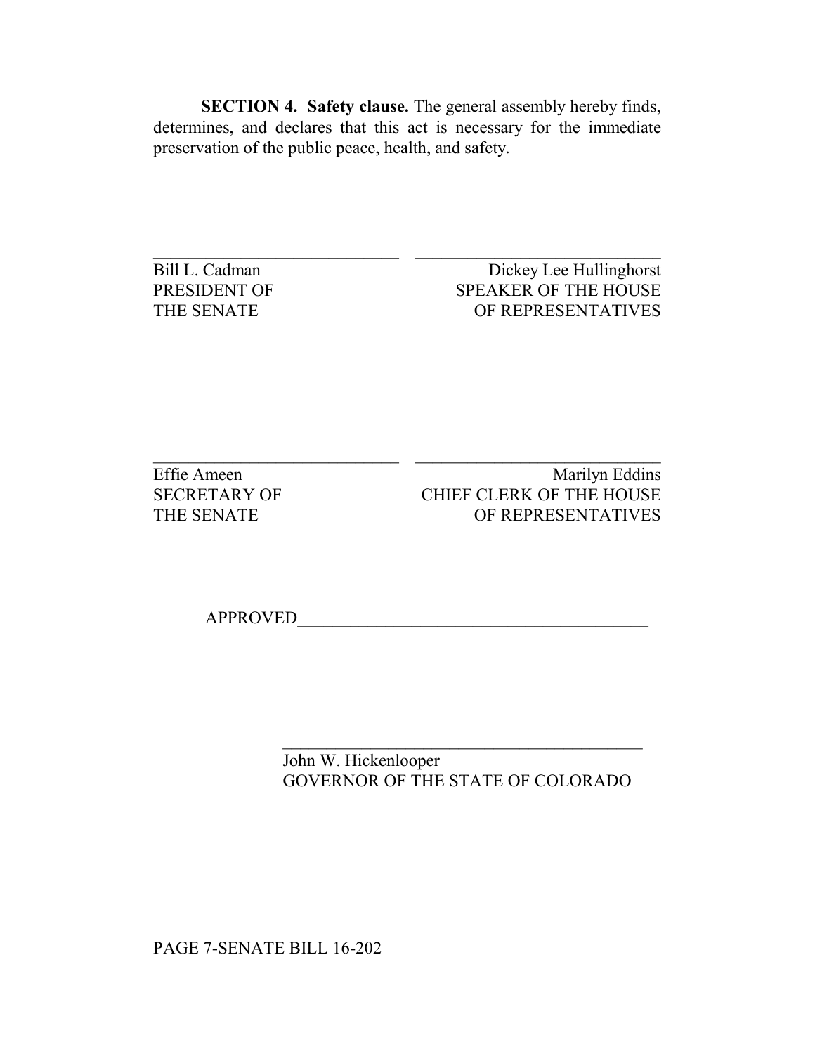**SECTION 4. Safety clause.** The general assembly hereby finds, determines, and declares that this act is necessary for the immediate preservation of the public peace, health, and safety.

____________________________  ____________________________
Bill L. Cadman  
PRESIDENT OF  
THE SENATE

Dickey Lee Hullinghorst  
SPEAKER OF THE HOUSE  
OF REPRESENTATIVES

____________________________  ____________________________
Effie Ameen  
SECRETARY OF  
THE SENATE

Marilyn Eddins  
CHIEF CLERK OF THE HOUSE  
OF REPRESENTATIVES

APPROVED________________________________________

____________________________________________
John W. Hickenlooper  
GOVERNOR OF THE STATE OF COLORADO

PAGE 7-SENATE BILL 16-202